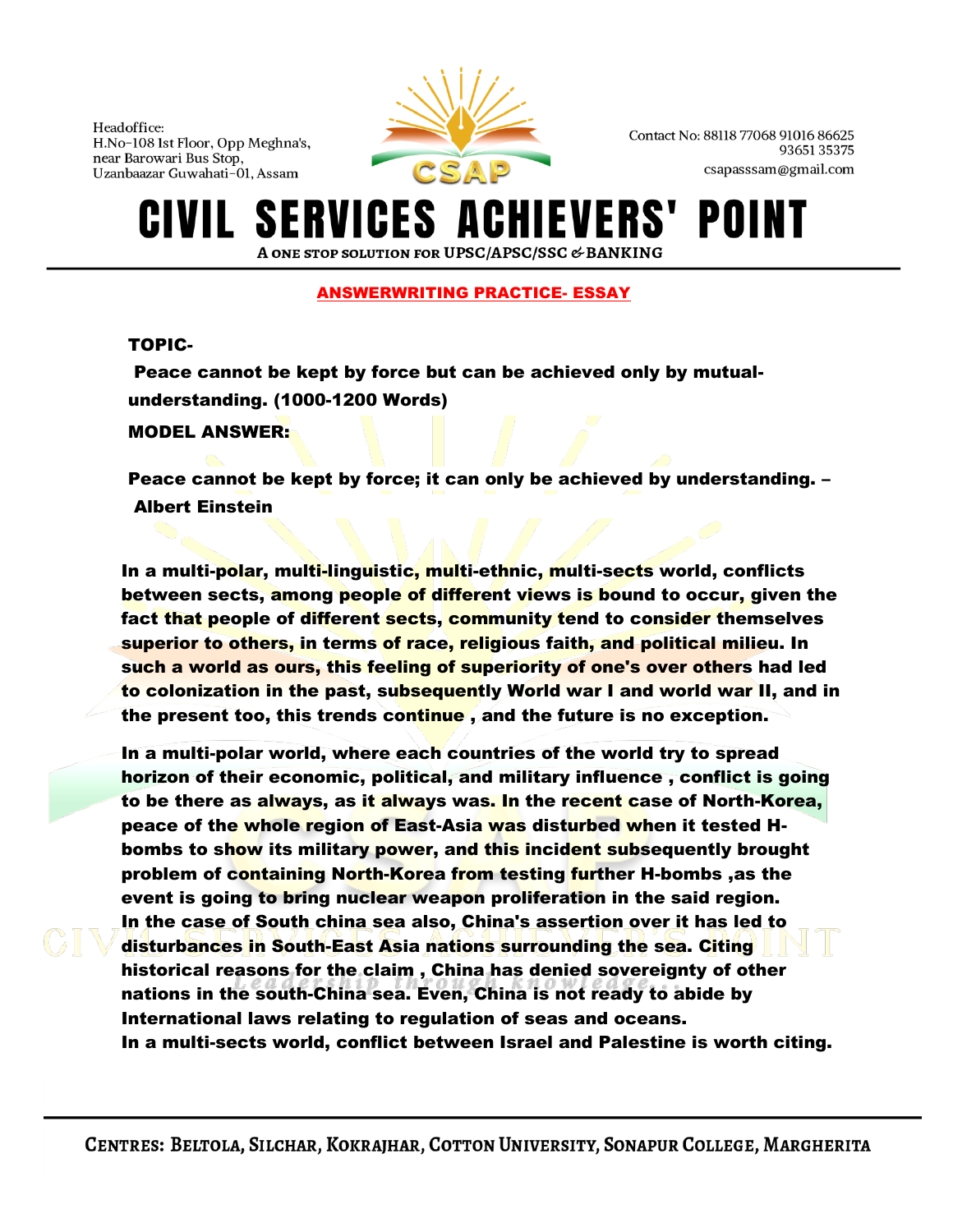## ANSWERWRITING PRACTICE- ESSAY

**TOPIC-**

**Peace cannot be kept by force but can be achieved only by mutual-understanding. (1000-1200 Words)**

**MODEL ANSWER:**

**Peace cannot be kept by force; it can only be achieved by understanding. – Albert Einstein**

**In a multi-polar, multi-linguistic, multi-ethnic, multi-sects world, conflicts between sects, among people of different views is bound to occur, given the fact that people of different sects, community tend to consider themselves superior to others, in terms of race, religious faith, and political milieu. In such a world as ours, this feeling of superiority of one's over others had led to colonization in the past, subsequently World war I and world war II, and in the present too, this trends continue , and the future is no exception.**

**In a multi-polar world, where each countries of the world try to spread horizon of their economic, political, and military influence , conflict is going to be there as always, as it always was. In the recent case of North-Korea, peace of the whole region of East-Asia was disturbed when it tested H-bombs to show its military power, and this incident subsequently brought problem of containing North-Korea from testing further H-bombs ,as the event is going to bring nuclear weapon proliferation in the said region. In the case of South china sea also, China's assertion over it has led to disturbances in South-East Asia nations surrounding the sea. Citing historical reasons for the claim , China has denied sovereignty of other nations in the south-China sea. Even, China is not ready to abide by International laws relating to regulation of seas and oceans. In a multi-sects world, conflict between Israel and Palestine is worth citing.**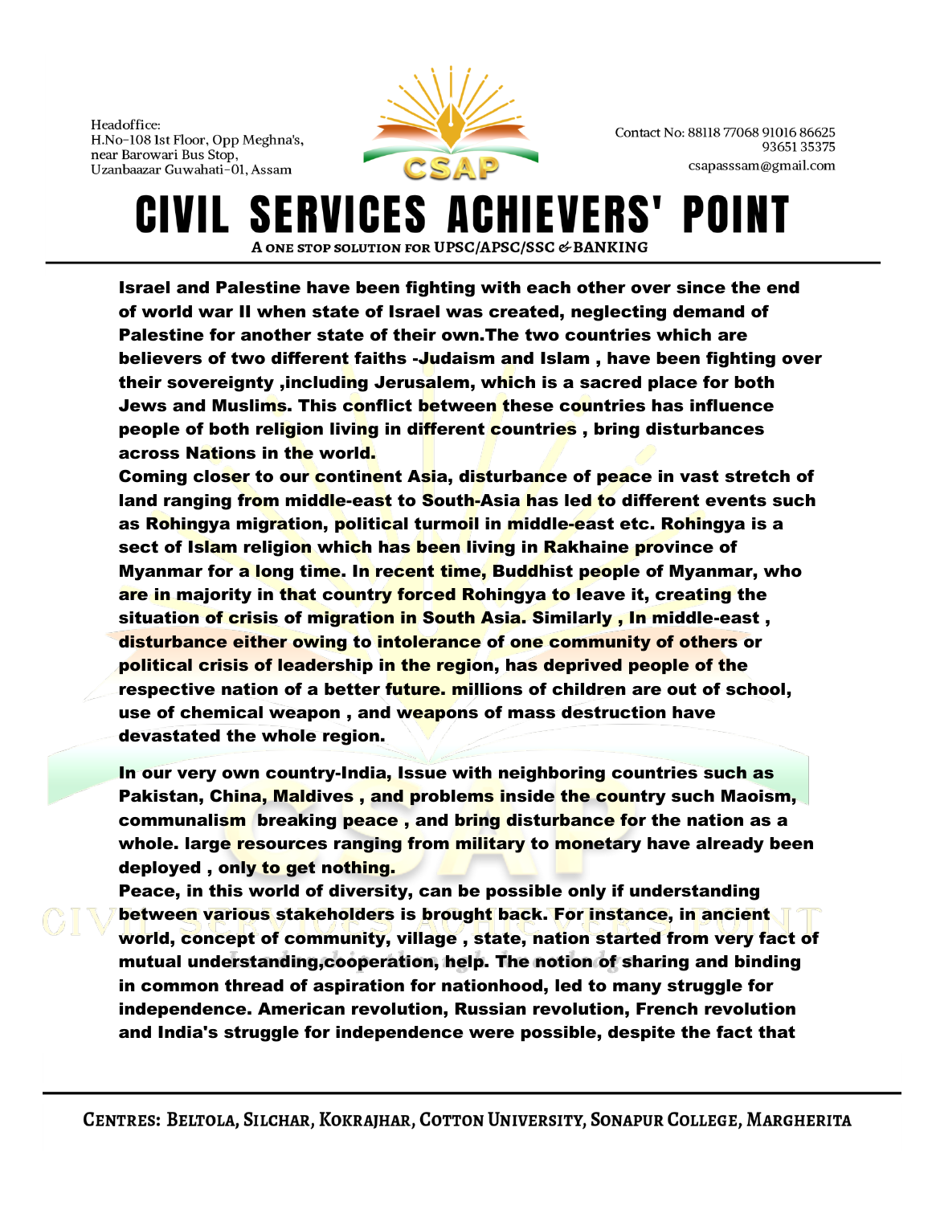Israel and Palestine have been fighting with each other over since the end of world war II when state of Israel was created, neglecting demand of Palestine for another state of their own.The two countries which are believers of two different faiths -Judaism and Islam , have been fighting over their sovereignty ,including Jerusalem, which is a sacred place for both Jews and Muslims. This conflict between these countries has influence people of both religion living in different countries , bring disturbances across Nations in the world.

Coming closer to our continent Asia, disturbance of peace in vast stretch of land ranging from middle-east to South-Asia has led to different events such as Rohingya migration, political turmoil in middle-east etc. Rohingya is a sect of Islam religion which has been living in Rakhaine province of Myanmar for a long time. In recent time, Buddhist people of Myanmar, who are in majority in that country forced Rohingya to leave it, creating the situation of crisis of migration in South Asia. Similarly , In middle-east , disturbance either owing to intolerance of one community of others or political crisis of leadership in the region, has deprived people of the respective nation of a better future. millions of children are out of school, use of chemical weapon , and weapons of mass destruction have devastated the whole region.

In our very own country-India, Issue with neighboring countries such as Pakistan, China, Maldives , and problems inside the country such Maoism, communalism breaking peace , and bring disturbance for the nation as a whole. large resources ranging from military to monetary have already been deployed , only to get nothing.

Peace, in this world of diversity, can be possible only if understanding between various stakeholders is brought back. For instance, in ancient world, concept of community, village , state, nation started from very fact of mutual understanding,cooperation, help. The notion of sharing and binding in common thread of aspiration for nationhood, led to many struggle for independence. American revolution, Russian revolution, French revolution and India's struggle for independence were possible, despite the fact that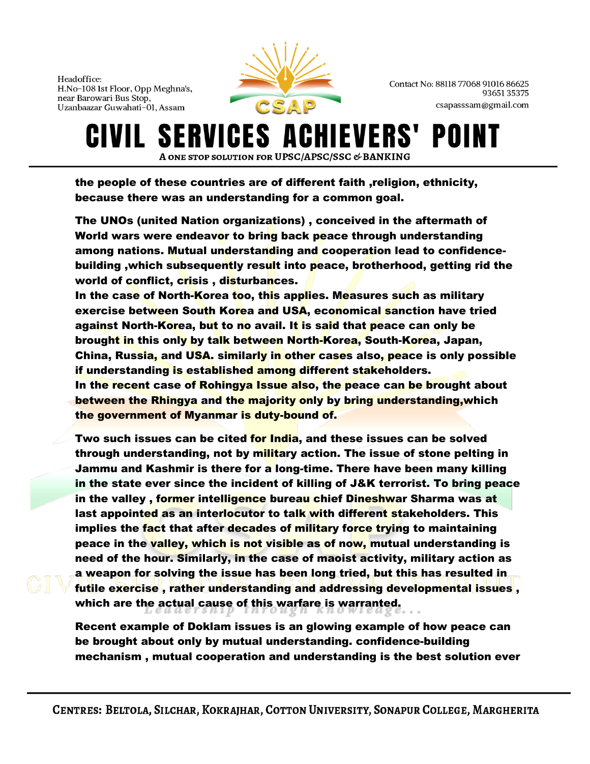**the people of these countries are of different faith ,religion, ethnicity, because there was an understanding for a common goal.**

**The UNOs (united Nation organizations) , conceived in the aftermath of World wars were endeavor to bring back peace through understanding among nations. Mutual understanding and cooperation lead to confidence-building ,which subsequently result into peace, brotherhood, getting rid the world of conflict, crisis , disturbances.**
**In the case of North-Korea too, this applies. Measures such as military exercise between South Korea and USA, economical sanction have tried against North-Korea, but to no avail. It is said that peace can only be brought in this only by talk between North-Korea, South-Korea, Japan, China, Russia, and USA. similarly in other cases also, peace is only possible if understanding is established among different stakeholders.**
**In the recent case of Rohingya Issue also, the peace can be brought about between the Rhingya and the majority only by bring understanding,which the government of Myanmar is duty-bound of.**

**Two such issues can be cited for India, and these issues can be solved through understanding, not by military action. The issue of stone pelting in Jammu and Kashmir is there for a long-time. There have been many killing in the state ever since the incident of killing of J&K terrorist. To bring peace in the valley , former intelligence bureau chief Dineshwar Sharma was at last appointed as an interlocutor to talk with different stakeholders. This implies the fact that after decades of military force trying to maintaining peace in the valley, which is not visible as of now, mutual understanding is need of the hour. Similarly, in the case of maoist activity, military action as a weapon for solving the issue has been long tried, but this has resulted in futile exercise , rather understanding and addressing developmental issues , which are the actual cause of this warfare is warranted.**

**Recent example of Doklam issues is an glowing example of how peace can be brought about only by mutual understanding. confidence-building mechanism , mutual cooperation and understanding is the best solution ever**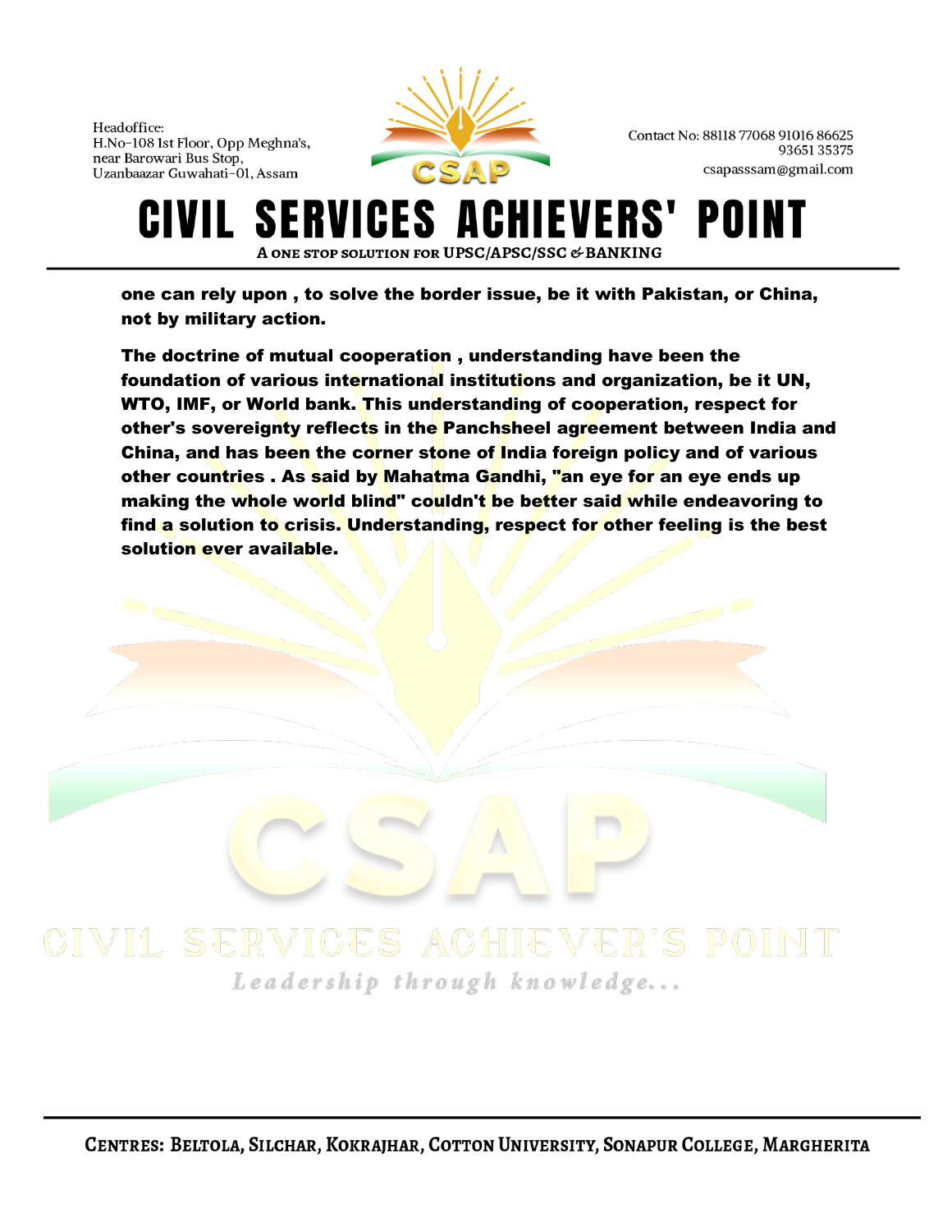**one can rely upon , to solve the border issue, be it with Pakistan, or China, not by military action.**

**The doctrine of mutual cooperation , understanding have been the foundation of various international institutions and organization, be it UN, WTO, IMF, or World bank. This understanding of cooperation, respect for other's sovereignty reflects in the Panchsheel agreement between India and China, and has been the corner stone of India foreign policy and of various other countries . As said by Mahatma Gandhi, "an eye for an eye ends up making the whole world blind" couldn't be better said while endeavoring to find a solution to crisis. Understanding, respect for other feeling is the best solution ever available.**